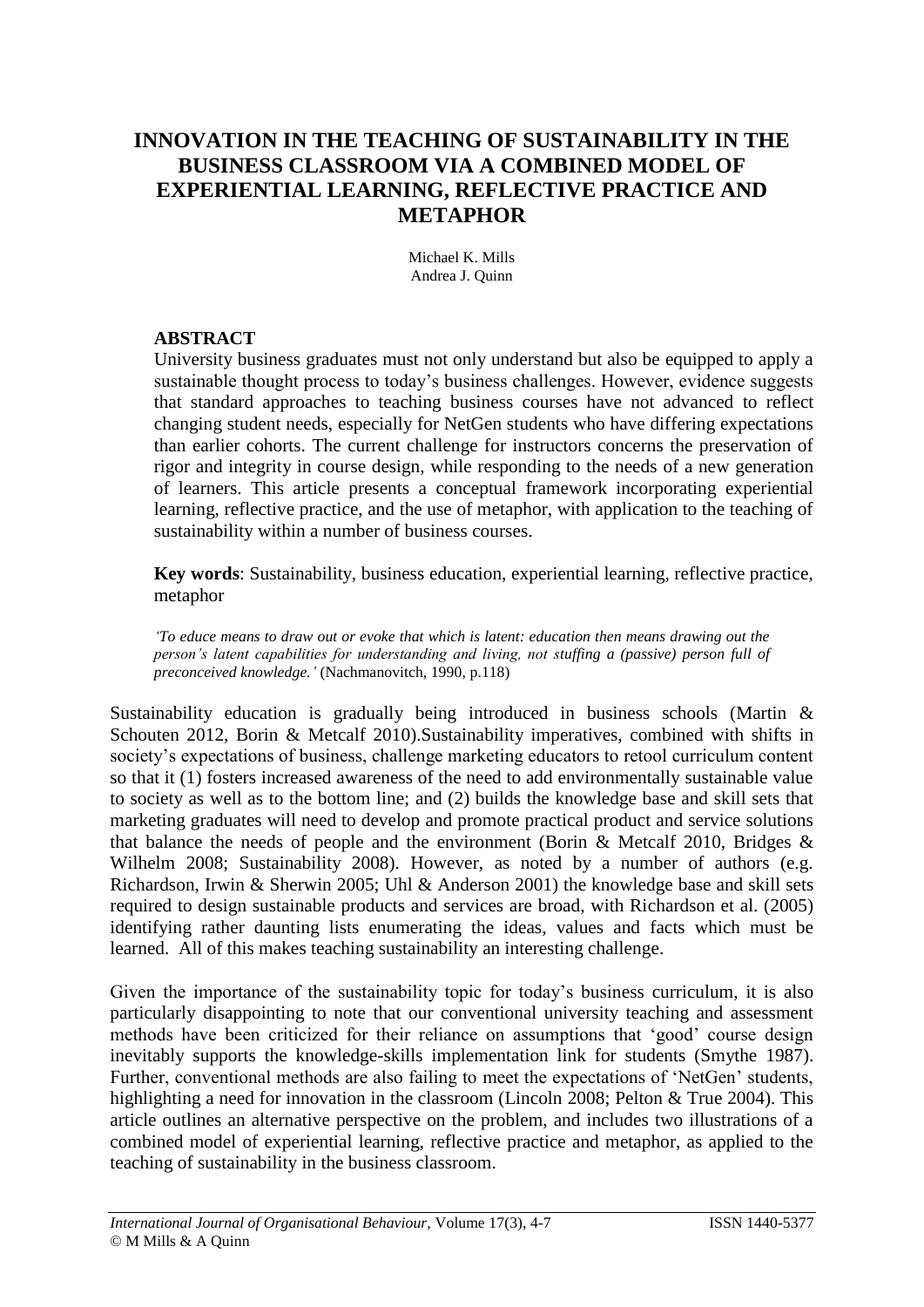# INNOVATION IN THE TEACHING OF SUSTAINABILITY IN THE BUSINESS CLASSROOM VIA A COMBINED MODEL OF EXPERIENTIAL LEARNING, REFLECTIVE PRACTICE AND METAPHOR

Michael K. Mills
Andrea J. Quinn

## ABSTRACT

University business graduates must not only understand but also be equipped to apply a sustainable thought process to today's business challenges. However, evidence suggests that standard approaches to teaching business courses have not advanced to reflect changing student needs, especially for NetGen students who have differing expectations than earlier cohorts. The current challenge for instructors concerns the preservation of rigor and integrity in course design, while responding to the needs of a new generation of learners. This article presents a conceptual framework incorporating experiential learning, reflective practice, and the use of metaphor, with application to the teaching of sustainability within a number of business courses.

**Key words**: Sustainability, business education, experiential learning, reflective practice, metaphor

*'To educe means to draw out or evoke that which is latent: education then means drawing out the person's latent capabilities for understanding and living, not stuffing a (passive) person full of preconceived knowledge.'* (Nachmanovitch, 1990, p.118)

Sustainability education is gradually being introduced in business schools (Martin & Schouten 2012, Borin & Metcalf 2010).Sustainability imperatives, combined with shifts in society's expectations of business, challenge marketing educators to retool curriculum content so that it (1) fosters increased awareness of the need to add environmentally sustainable value to society as well as to the bottom line; and (2) builds the knowledge base and skill sets that marketing graduates will need to develop and promote practical product and service solutions that balance the needs of people and the environment (Borin & Metcalf 2010, Bridges & Wilhelm 2008; Sustainability 2008). However, as noted by a number of authors (e.g. Richardson, Irwin & Sherwin 2005; Uhl & Anderson 2001) the knowledge base and skill sets required to design sustainable products and services are broad, with Richardson et al. (2005) identifying rather daunting lists enumerating the ideas, values and facts which must be learned. All of this makes teaching sustainability an interesting challenge.

Given the importance of the sustainability topic for today's business curriculum, it is also particularly disappointing to note that our conventional university teaching and assessment methods have been criticized for their reliance on assumptions that 'good' course design inevitably supports the knowledge-skills implementation link for students (Smythe 1987). Further, conventional methods are also failing to meet the expectations of 'NetGen' students, highlighting a need for innovation in the classroom (Lincoln 2008; Pelton & True 2004). This article outlines an alternative perspective on the problem, and includes two illustrations of a combined model of experiential learning, reflective practice and metaphor, as applied to the teaching of sustainability in the business classroom.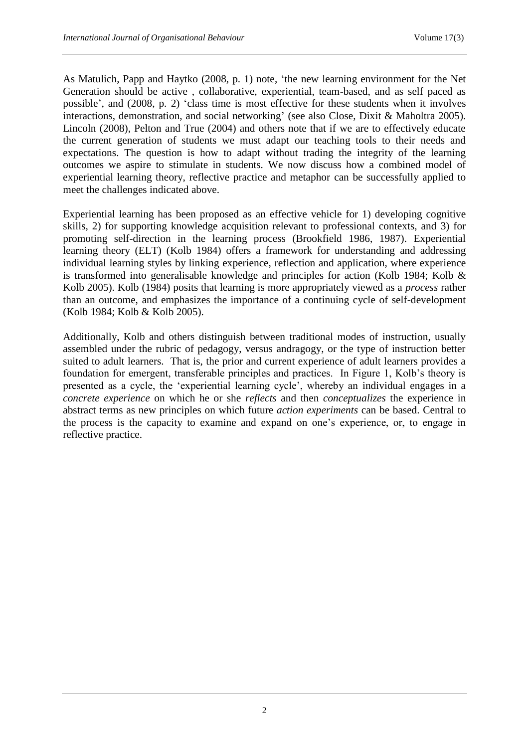As Matulich, Papp and Haytko (2008, p. 1) note, 'the new learning environment for the Net Generation should be active , collaborative, experiential, team-based, and as self paced as possible', and (2008, p. 2) 'class time is most effective for these students when it involves interactions, demonstration, and social networking' (see also Close, Dixit & Maholtra 2005). Lincoln (2008), Pelton and True (2004) and others note that if we are to effectively educate the current generation of students we must adapt our teaching tools to their needs and expectations. The question is how to adapt without trading the integrity of the learning outcomes we aspire to stimulate in students. We now discuss how a combined model of experiential learning theory, reflective practice and metaphor can be successfully applied to meet the challenges indicated above.

Experiential learning has been proposed as an effective vehicle for 1) developing cognitive skills, 2) for supporting knowledge acquisition relevant to professional contexts, and 3) for promoting self-direction in the learning process (Brookfield 1986, 1987). Experiential learning theory (ELT) (Kolb 1984) offers a framework for understanding and addressing individual learning styles by linking experience, reflection and application, where experience is transformed into generalisable knowledge and principles for action (Kolb 1984; Kolb & Kolb 2005). Kolb (1984) posits that learning is more appropriately viewed as a *process* rather than an outcome, and emphasizes the importance of a continuing cycle of self-development (Kolb 1984; Kolb & Kolb 2005).

Additionally, Kolb and others distinguish between traditional modes of instruction, usually assembled under the rubric of pedagogy, versus andragogy, or the type of instruction better suited to adult learners. That is, the prior and current experience of adult learners provides a foundation for emergent, transferable principles and practices. In Figure 1, Kolb's theory is presented as a cycle, the 'experiential learning cycle', whereby an individual engages in a *concrete experience* on which he or she *reflects* and then *conceptualizes* the experience in abstract terms as new principles on which future *action experiments* can be based. Central to the process is the capacity to examine and expand on one's experience, or, to engage in reflective practice.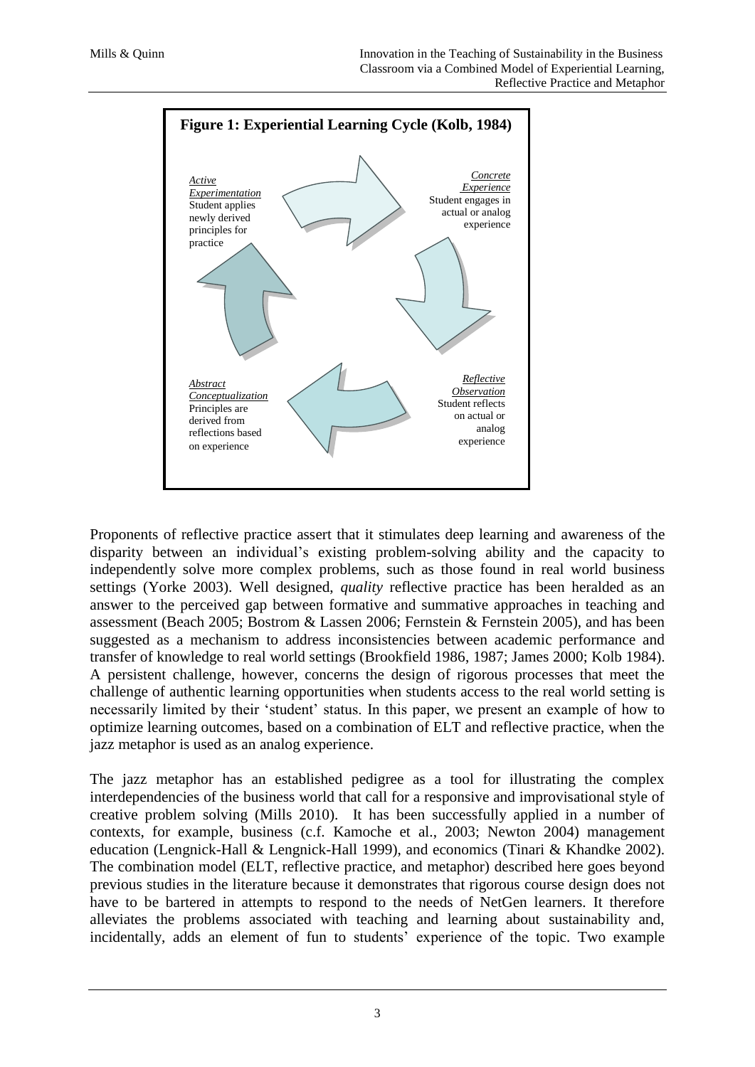**Figure 1: Experiential Learning Cycle (Kolb, 1984)**

*Concrete Experience*
Student engages in actual or analog experience

*Reflective Observation*
Student reflects on actual or analog experience

*Abstract Conceptualization*
Principles are derived from reflections based on experience

*Active Experimentation*
Student applies newly derived principles for practice

Proponents of reflective practice assert that it stimulates deep learning and awareness of the disparity between an individual's existing problem-solving ability and the capacity to independently solve more complex problems, such as those found in real world business settings (Yorke 2003). Well designed, *quality* reflective practice has been heralded as an answer to the perceived gap between formative and summative approaches in teaching and assessment (Beach 2005; Bostrom & Lassen 2006; Fernstein & Fernstein 2005), and has been suggested as a mechanism to address inconsistencies between academic performance and transfer of knowledge to real world settings (Brookfield 1986, 1987; James 2000; Kolb 1984). A persistent challenge, however, concerns the design of rigorous processes that meet the challenge of authentic learning opportunities when students access to the real world setting is necessarily limited by their 'student' status. In this paper, we present an example of how to optimize learning outcomes, based on a combination of ELT and reflective practice, when the jazz metaphor is used as an analog experience.

The jazz metaphor has an established pedigree as a tool for illustrating the complex interdependencies of the business world that call for a responsive and improvisational style of creative problem solving (Mills 2010). It has been successfully applied in a number of contexts, for example, business (c.f. Kamoche et al., 2003; Newton 2004) management education (Lengnick-Hall & Lengnick-Hall 1999), and economics (Tinari & Khandke 2002). The combination model (ELT, reflective practice, and metaphor) described here goes beyond previous studies in the literature because it demonstrates that rigorous course design does not have to be bartered in attempts to respond to the needs of NetGen learners. It therefore alleviates the problems associated with teaching and learning about sustainability and, incidentally, adds an element of fun to students' experience of the topic. Two example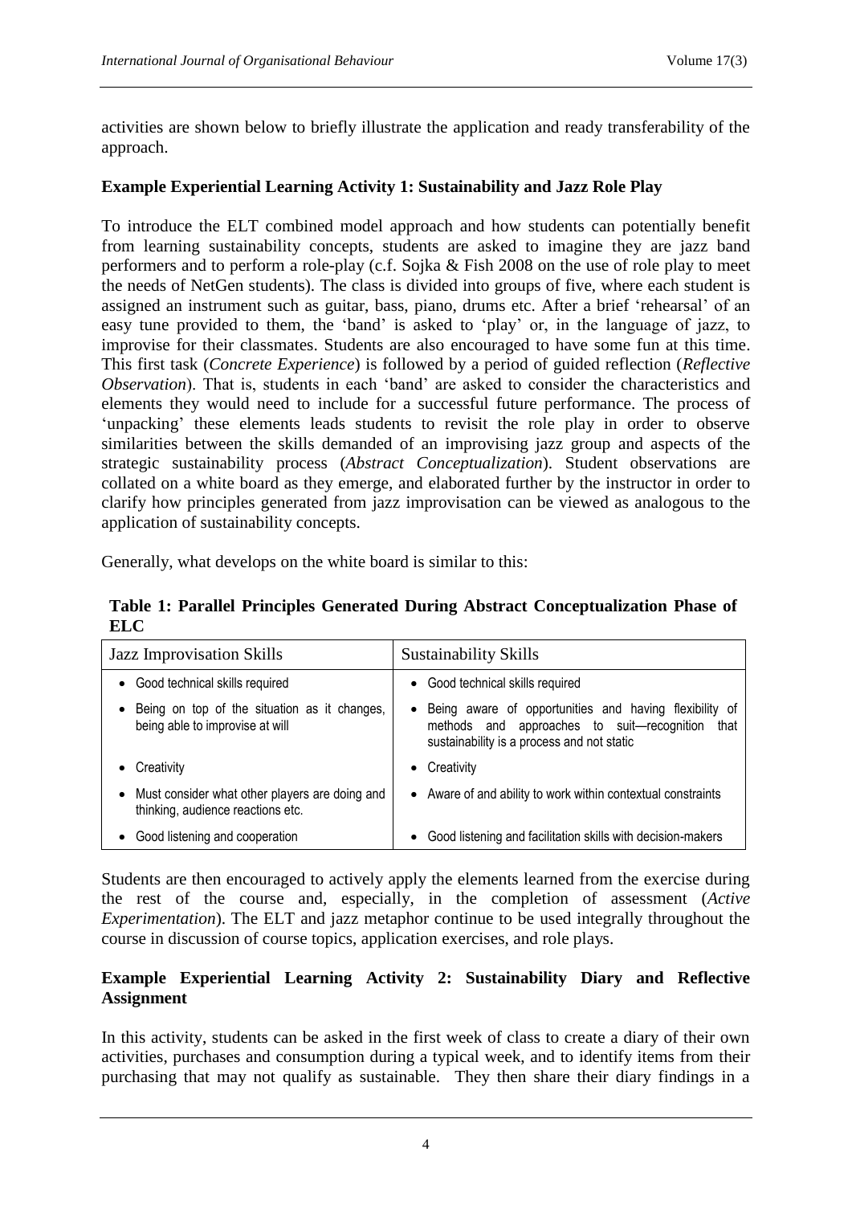activities are shown below to briefly illustrate the application and ready transferability of the approach.

### Example Experiential Learning Activity 1: Sustainability and Jazz Role Play

To introduce the ELT combined model approach and how students can potentially benefit from learning sustainability concepts, students are asked to imagine they are jazz band performers and to perform a role-play (c.f. Sojka & Fish 2008 on the use of role play to meet the needs of NetGen students). The class is divided into groups of five, where each student is assigned an instrument such as guitar, bass, piano, drums etc. After a brief 'rehearsal' of an easy tune provided to them, the 'band' is asked to 'play' or, in the language of jazz, to improvise for their classmates. Students are also encouraged to have some fun at this time. This first task (*Concrete Experience*) is followed by a period of guided reflection (*Reflective Observation*). That is, students in each 'band' are asked to consider the characteristics and elements they would need to include for a successful future performance. The process of 'unpacking' these elements leads students to revisit the role play in order to observe similarities between the skills demanded of an improvising jazz group and aspects of the strategic sustainability process (*Abstract Conceptualization*). Student observations are collated on a white board as they emerge, and elaborated further by the instructor in order to clarify how principles generated from jazz improvisation can be viewed as analogous to the application of sustainability concepts.

Generally, what develops on the white board is similar to this:

**Table 1: Parallel Principles Generated During Abstract Conceptualization Phase of ELC**

| Jazz Improvisation Skills | Sustainability Skills |
|---|---|
| • Good technical skills required | • Good technical skills required |
| • Being on top of the situation as it changes, being able to improvise at will | • Being aware of opportunities and having flexibility of methods and approaches to suit—recognition that sustainability is a process and not static |
| • Creativity | • Creativity |
| • Must consider what other players are doing and thinking, audience reactions etc. | • Aware of and ability to work within contextual constraints |
| • Good listening and cooperation | • Good listening and facilitation skills with decision-makers |

Students are then encouraged to actively apply the elements learned from the exercise during the rest of the course and, especially, in the completion of assessment (*Active Experimentation*). The ELT and jazz metaphor continue to be used integrally throughout the course in discussion of course topics, application exercises, and role plays.

### Example Experiential Learning Activity 2: Sustainability Diary and Reflective Assignment

In this activity, students can be asked in the first week of class to create a diary of their own activities, purchases and consumption during a typical week, and to identify items from their purchasing that may not qualify as sustainable. They then share their diary findings in a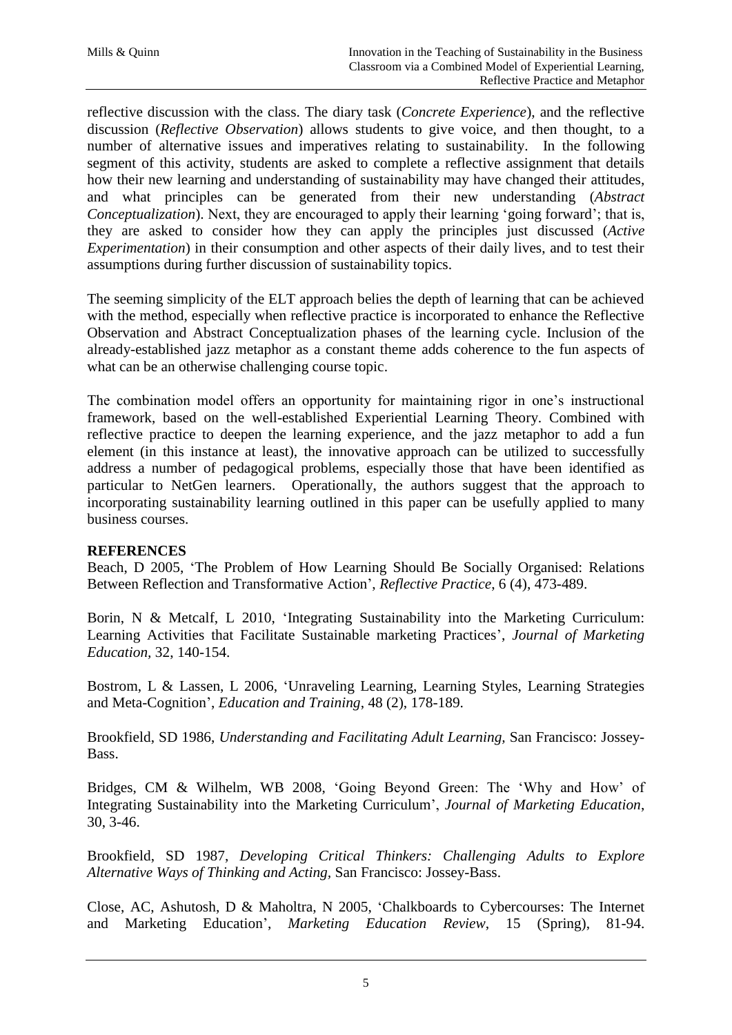reflective discussion with the class. The diary task (*Concrete Experience*), and the reflective discussion (*Reflective Observation*) allows students to give voice, and then thought, to a number of alternative issues and imperatives relating to sustainability. In the following segment of this activity, students are asked to complete a reflective assignment that details how their new learning and understanding of sustainability may have changed their attitudes, and what principles can be generated from their new understanding (*Abstract Conceptualization*). Next, they are encouraged to apply their learning 'going forward'; that is, they are asked to consider how they can apply the principles just discussed (*Active Experimentation*) in their consumption and other aspects of their daily lives, and to test their assumptions during further discussion of sustainability topics.

The seeming simplicity of the ELT approach belies the depth of learning that can be achieved with the method, especially when reflective practice is incorporated to enhance the Reflective Observation and Abstract Conceptualization phases of the learning cycle. Inclusion of the already-established jazz metaphor as a constant theme adds coherence to the fun aspects of what can be an otherwise challenging course topic.

The combination model offers an opportunity for maintaining rigor in one's instructional framework, based on the well-established Experiential Learning Theory. Combined with reflective practice to deepen the learning experience, and the jazz metaphor to add a fun element (in this instance at least), the innovative approach can be utilized to successfully address a number of pedagogical problems, especially those that have been identified as particular to NetGen learners. Operationally, the authors suggest that the approach to incorporating sustainability learning outlined in this paper can be usefully applied to many business courses.

**REFERENCES**

Beach, D 2005, 'The Problem of How Learning Should Be Socially Organised: Relations Between Reflection and Transformative Action', *Reflective Practice*, 6 (4), 473-489.

Borin, N & Metcalf, L 2010, 'Integrating Sustainability into the Marketing Curriculum: Learning Activities that Facilitate Sustainable marketing Practices', *Journal of Marketing Education*, 32, 140-154.

Bostrom, L & Lassen, L 2006, 'Unraveling Learning, Learning Styles, Learning Strategies and Meta-Cognition', *Education and Training*, 48 (2), 178-189.

Brookfield, SD 1986, *Understanding and Facilitating Adult Learning*, San Francisco: Jossey-Bass.

Bridges, CM & Wilhelm, WB 2008, 'Going Beyond Green: The 'Why and How' of Integrating Sustainability into the Marketing Curriculum', *Journal of Marketing Education*, 30, 3-46.

Brookfield, SD 1987, *Developing Critical Thinkers: Challenging Adults to Explore Alternative Ways of Thinking and Acting*, San Francisco: Jossey-Bass.

Close, AC, Ashutosh, D & Maholtra, N 2005, 'Chalkboards to Cybercourses: The Internet and Marketing Education', *Marketing Education Review*, 15 (Spring), 81-94.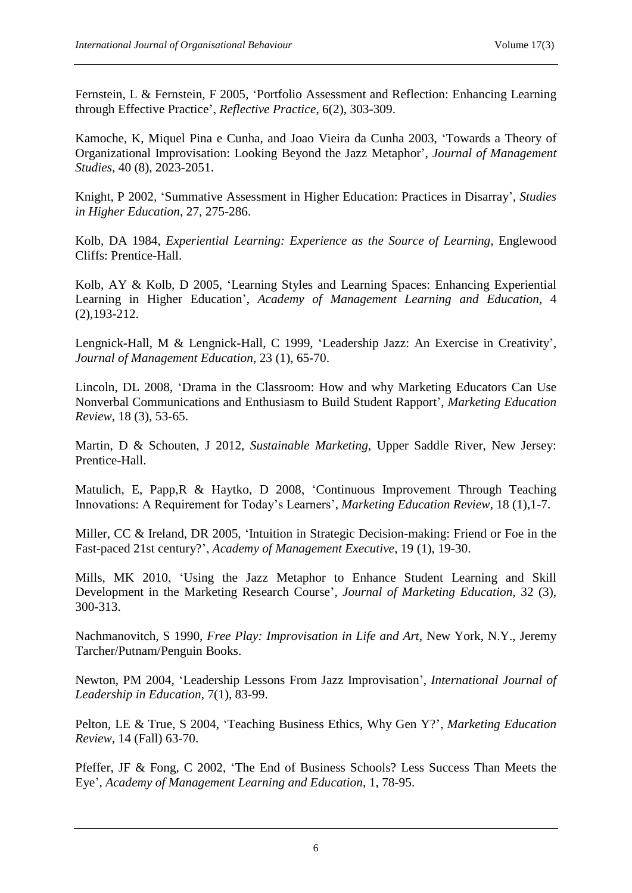Fernstein, L & Fernstein, F 2005, 'Portfolio Assessment and Reflection: Enhancing Learning through Effective Practice', *Reflective Practice*, 6(2), 303-309.

Kamoche, K, Miquel Pina e Cunha, and Joao Vieira da Cunha 2003, 'Towards a Theory of Organizational Improvisation: Looking Beyond the Jazz Metaphor', *Journal of Management Studies*, 40 (8), 2023-2051.

Knight, P 2002, 'Summative Assessment in Higher Education: Practices in Disarray', *Studies in Higher Education*, 27, 275-286.

Kolb, DA 1984, *Experiential Learning: Experience as the Source of Learning*, Englewood Cliffs: Prentice-Hall.

Kolb, AY & Kolb, D 2005, 'Learning Styles and Learning Spaces: Enhancing Experiential Learning in Higher Education', *Academy of Management Learning and Education*, 4 (2),193-212.

Lengnick-Hall, M & Lengnick-Hall, C 1999, 'Leadership Jazz: An Exercise in Creativity', *Journal of Management Education*, 23 (1), 65-70.

Lincoln, DL 2008, 'Drama in the Classroom: How and why Marketing Educators Can Use Nonverbal Communications and Enthusiasm to Build Student Rapport', *Marketing Education Review*, 18 (3), 53-65.

Martin, D & Schouten, J 2012, *Sustainable Marketing*, Upper Saddle River, New Jersey: Prentice-Hall.

Matulich, E, Papp,R & Haytko, D 2008, 'Continuous Improvement Through Teaching Innovations: A Requirement for Today's Learners', *Marketing Education Review*, 18 (1),1-7.

Miller, CC & Ireland, DR 2005, 'Intuition in Strategic Decision-making: Friend or Foe in the Fast-paced 21st century?', *Academy of Management Executive*, 19 (1), 19-30.

Mills, MK 2010, 'Using the Jazz Metaphor to Enhance Student Learning and Skill Development in the Marketing Research Course', *Journal of Marketing Education*, 32 (3), 300-313.

Nachmanovitch, S 1990, *Free Play: Improvisation in Life and Art*, New York, N.Y., Jeremy Tarcher/Putnam/Penguin Books.

Newton, PM 2004, 'Leadership Lessons From Jazz Improvisation', *International Journal of Leadership in Education*, 7(1), 83-99.

Pelton, LE & True, S 2004, 'Teaching Business Ethics, Why Gen Y?', *Marketing Education Review*, 14 (Fall) 63-70.

Pfeffer, JF & Fong, C 2002, 'The End of Business Schools? Less Success Than Meets the Eye', *Academy of Management Learning and Education*, 1, 78-95.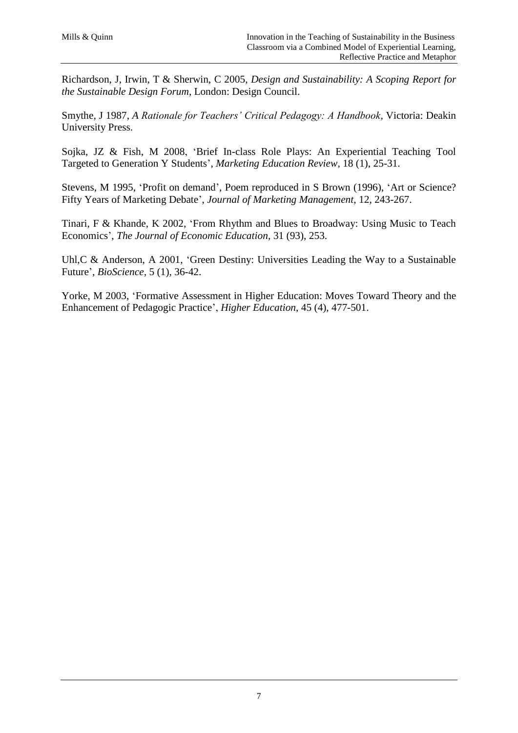Richardson, J, Irwin, T & Sherwin, C 2005, *Design and Sustainability: A Scoping Report for the Sustainable Design Forum*, London: Design Council.

Smythe, J 1987, *A Rationale for Teachers' Critical Pedagogy: A Handbook*, Victoria: Deakin University Press.

Sojka, JZ & Fish, M 2008, 'Brief In-class Role Plays: An Experiential Teaching Tool Targeted to Generation Y Students', *Marketing Education Review*, 18 (1), 25-31.

Stevens, M 1995, 'Profit on demand', Poem reproduced in S Brown (1996), 'Art or Science? Fifty Years of Marketing Debate', *Journal of Marketing Management*, 12, 243-267.

Tinari, F & Khande, K 2002, 'From Rhythm and Blues to Broadway: Using Music to Teach Economics', *The Journal of Economic Education*, 31 (93), 253.

Uhl,C & Anderson, A 2001, 'Green Destiny: Universities Leading the Way to a Sustainable Future', *BioScience*, 5 (1), 36-42.

Yorke, M 2003, 'Formative Assessment in Higher Education: Moves Toward Theory and the Enhancement of Pedagogic Practice', *Higher Education*, 45 (4), 477-501.